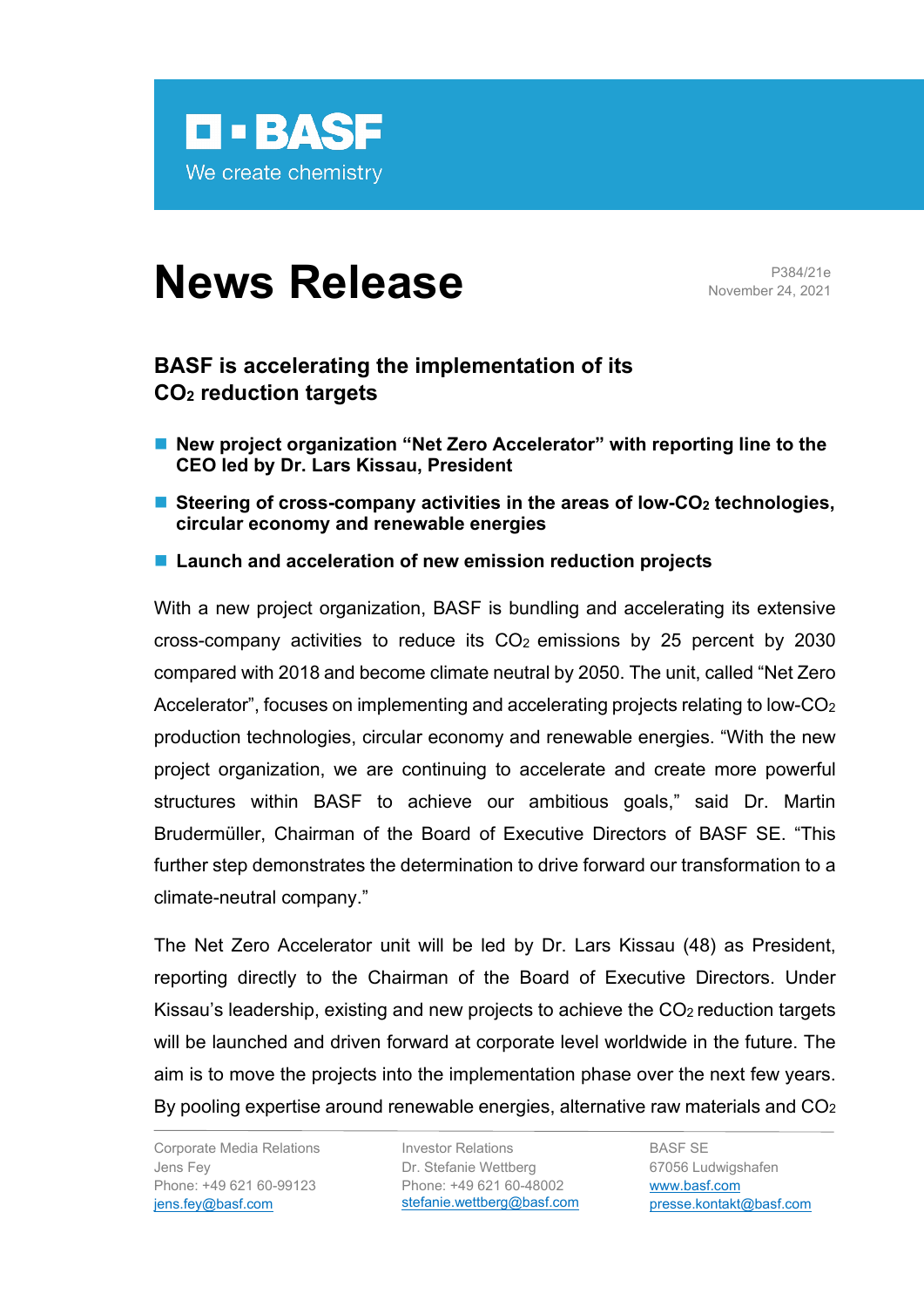BASF

We create chemistry

# News Release

P384/21e
November 24, 2021

## BASF is accelerating the implementation of its $CO_2$ reduction targets

- **New project organization "Net Zero Accelerator" with reporting line to the CEO led by Dr. Lars Kissau, President**
- **Steering of cross-company activities in the areas of low-$CO_2$ technologies, circular economy and renewable energies**
- **Launch and acceleration of new emission reduction projects**

With a new project organization, BASF is bundling and accelerating its extensive cross-company activities to reduce its $CO_2$ emissions by 25 percent by 2030 compared with 2018 and become climate neutral by 2050. The unit, called "Net Zero Accelerator", focuses on implementing and accelerating projects relating to low-$CO_2$ production technologies, circular economy and renewable energies. "With the new project organization, we are continuing to accelerate and create more powerful structures within BASF to achieve our ambitious goals," said Dr. Martin Brudermüller, Chairman of the Board of Executive Directors of BASF SE. "This further step demonstrates the determination to drive forward our transformation to a climate-neutral company."

The Net Zero Accelerator unit will be led by Dr. Lars Kissau (48) as President, reporting directly to the Chairman of the Board of Executive Directors. Under Kissau's leadership, existing and new projects to achieve the $CO_2$ reduction targets will be launched and driven forward at corporate level worldwide in the future. The aim is to move the projects into the implementation phase over the next few years. By pooling expertise around renewable energies, alternative raw materials and $CO_2$

Corporate Media Relations
Jens Fey
Phone: +49 621 60-99123
jens.fey@basf.com

Investor Relations
Dr. Stefanie Wettberg
Phone: +49 621 60-48002
stefanie.wettberg@basf.com

BASF SE
67056 Ludwigshafen
www.basf.com
presse.kontakt@basf.com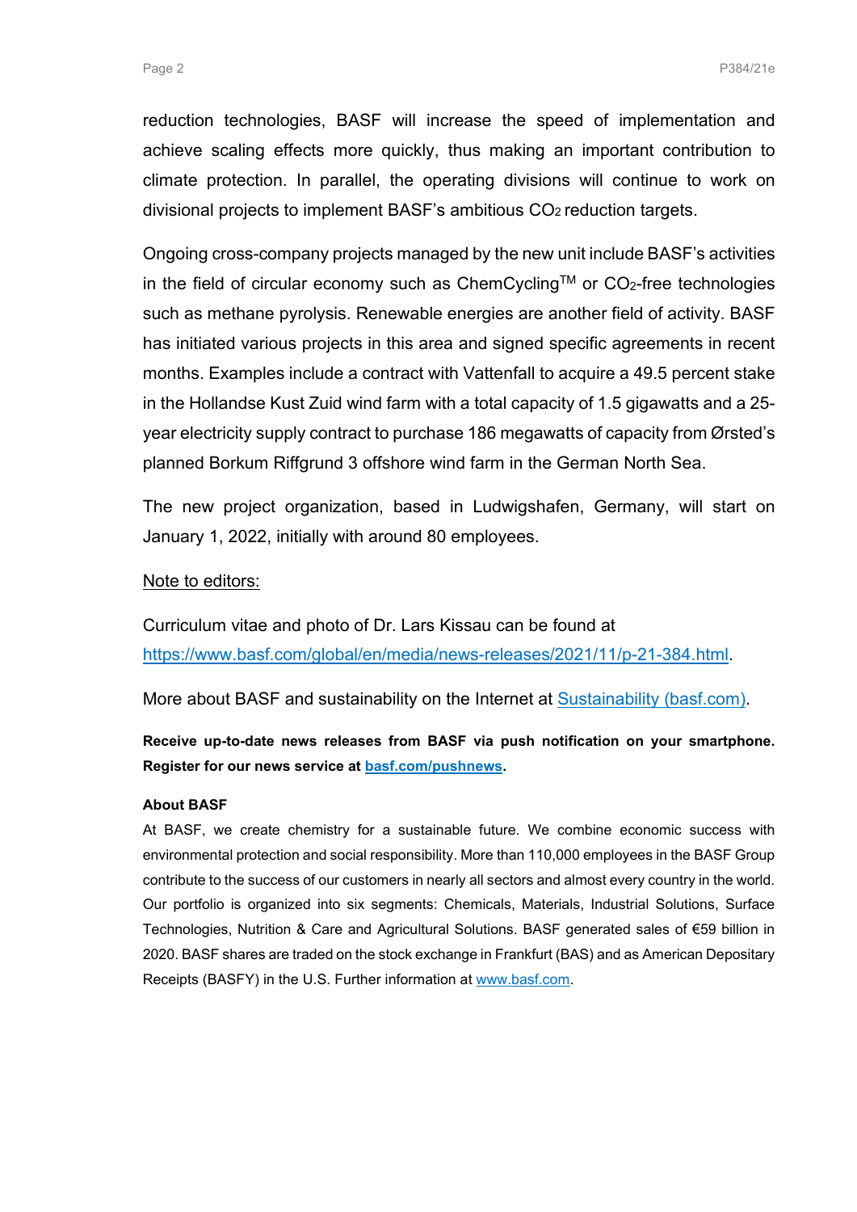reduction technologies, BASF will increase the speed of implementation and achieve scaling effects more quickly, thus making an important contribution to climate protection. In parallel, the operating divisions will continue to work on divisional projects to implement BASF's ambitious $CO_2$ reduction targets.

Ongoing cross-company projects managed by the new unit include BASF's activities in the field of circular economy such as ChemCycling™ or $CO_2$-free technologies such as methane pyrolysis. Renewable energies are another field of activity. BASF has initiated various projects in this area and signed specific agreements in recent months. Examples include a contract with Vattenfall to acquire a 49.5 percent stake in the Hollandse Kust Zuid wind farm with a total capacity of 1.5 gigawatts and a 25-year electricity supply contract to purchase 186 megawatts of capacity from Ørsted's planned Borkum Riffgrund 3 offshore wind farm in the German North Sea.

The new project organization, based in Ludwigshafen, Germany, will start on January 1, 2022, initially with around 80 employees.

Note to editors:

Curriculum vitae and photo of Dr. Lars Kissau can be found at https://www.basf.com/global/en/media/news-releases/2021/11/p-21-384.html.

More about BASF and sustainability on the Internet at Sustainability (basf.com).

**Receive up-to-date news releases from BASF via push notification on your smartphone. Register for our news service at basf.com/pushnews.**

**About BASF**

At BASF, we create chemistry for a sustainable future. We combine economic success with environmental protection and social responsibility. More than 110,000 employees in the BASF Group contribute to the success of our customers in nearly all sectors and almost every country in the world. Our portfolio is organized into six segments: Chemicals, Materials, Industrial Solutions, Surface Technologies, Nutrition & Care and Agricultural Solutions. BASF generated sales of €59 billion in 2020. BASF shares are traded on the stock exchange in Frankfurt (BAS) and as American Depositary Receipts (BASFY) in the U.S. Further information at www.basf.com.